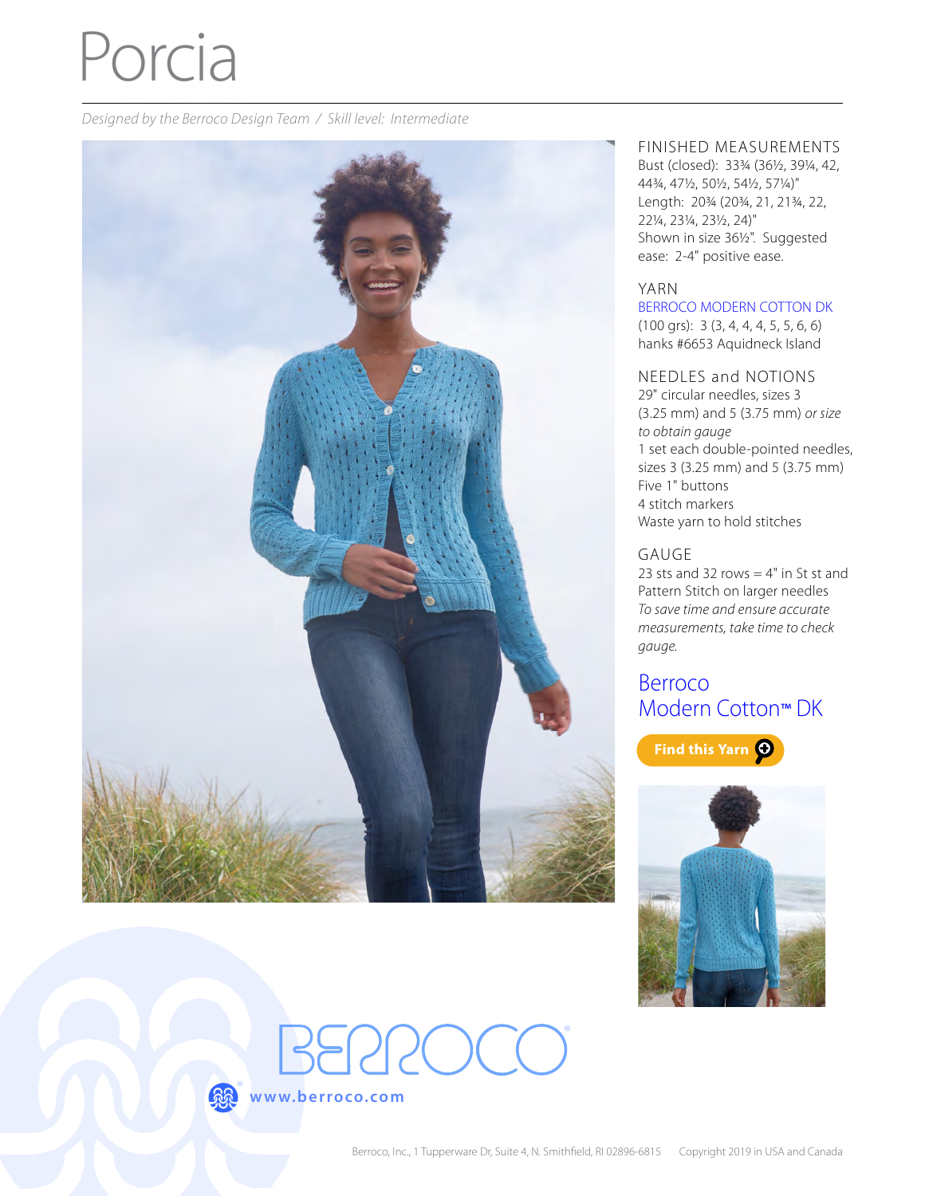# Porcia

*Designed by the Berroco Design Team / Skill level: Intermediate*

## FINISHED MEASUREMENTS

Bust (closed): 33¾ (36½, 39¼, 42, 44¾, 47½, 50½, 54½, 57¼)"
Length: 20¾ (20¾, 21, 21¾, 22, 22¼, 23¼, 23½, 24)"
Shown in size 36½". Suggested ease: 2-4" positive ease.

## YARN

BERROCO MODERN COTTON DK
(100 grs): 3 (3, 4, 4, 4, 5, 5, 6, 6) hanks #6653 Aquidneck Island

## NEEDLES and NOTIONS

29" circular needles, sizes 3 (3.25 mm) and 5 (3.75 mm) *or size to obtain gauge*
1 set each double-pointed needles, sizes 3 (3.25 mm) and 5 (3.75 mm)
Five 1" buttons
4 stitch markers
Waste yarn to hold stitches

## GAUGE

23 sts and 32 rows = 4" in St st and Pattern Stitch on larger needles
*To save time and ensure accurate measurements, take time to check gauge.*

Berroco
Modern Cotton™ DK

Find this Yarn

BERROCO

www.berroco.com

Berroco, Inc., 1 Tupperware Dr, Suite 4, N. Smithfield, RI 02896-6815 Copyright 2019 in USA and Canada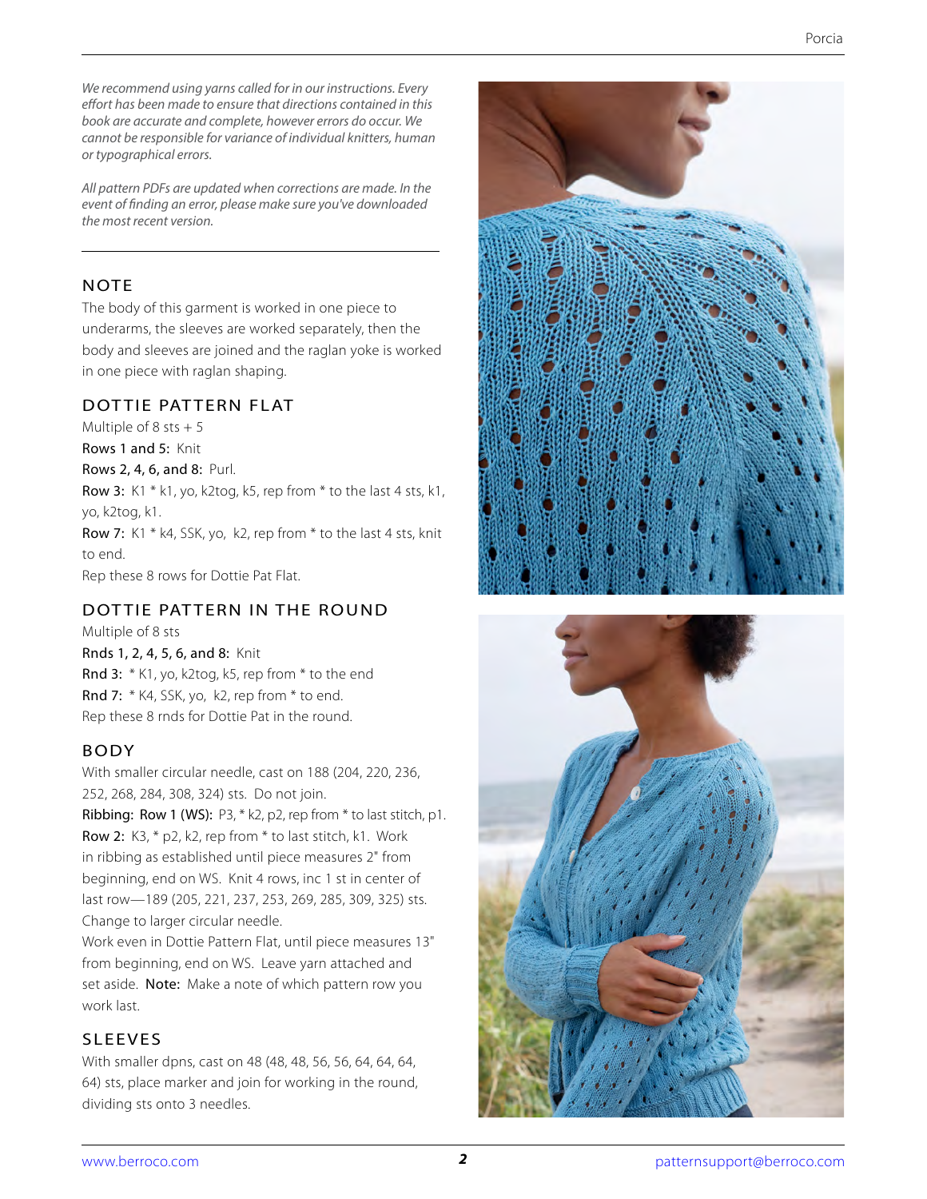*We recommend using yarns called for in our instructions. Every effort has been made to ensure that directions contained in this book are accurate and complete, however errors do occur. We cannot be responsible for variance of individual knitters, human or typographical errors.*

*All pattern PDFs are updated when corrections are made. In the event of finding an error, please make sure you've downloaded the most recent version.*

## NOTE

The body of this garment is worked in one piece to underarms, the sleeves are worked separately, then the body and sleeves are joined and the raglan yoke is worked in one piece with raglan shaping.

## DOTTIE PATTERN FLAT

Multiple of 8 sts + 5

**Rows 1 and 5:** Knit

**Rows 2, 4, 6, and 8:** Purl.

**Row 3:** K1 * k1, yo, k2tog, k5, rep from * to the last 4 sts, k1, yo, k2tog, k1.

**Row 7:** K1 * k4, SSK, yo, k2, rep from * to the last 4 sts, knit to end.

Rep these 8 rows for Dottie Pat Flat.

## DOTTIE PATTERN IN THE ROUND

Multiple of 8 sts

**Rnds 1, 2, 4, 5, 6, and 8:** Knit

**Rnd 3:** * K1, yo, k2tog, k5, rep from * to the end

**Rnd 7:** * K4, SSK, yo, k2, rep from * to end.

Rep these 8 rnds for Dottie Pat in the round.

## BODY

With smaller circular needle, cast on 188 (204, 220, 236, 252, 268, 284, 308, 324) sts. Do not join.

**Ribbing: Row 1 (WS):** P3, * k2, p2, rep from * to last stitch, p1.

**Row 2:** K3, * p2, k2, rep from * to last stitch, k1. Work in ribbing as established until piece measures 2" from beginning, end on WS. Knit 4 rows, inc 1 st in center of last row—189 (205, 221, 237, 253, 269, 285, 309, 325) sts. Change to larger circular needle.

Work even in Dottie Pattern Flat, until piece measures 13" from beginning, end on WS. Leave yarn attached and set aside. **Note:** Make a note of which pattern row you work last.

## SLEEVES

With smaller dpns, cast on 48 (48, 48, 56, 56, 64, 64, 64, 64) sts, place marker and join for working in the round, dividing sts onto 3 needles.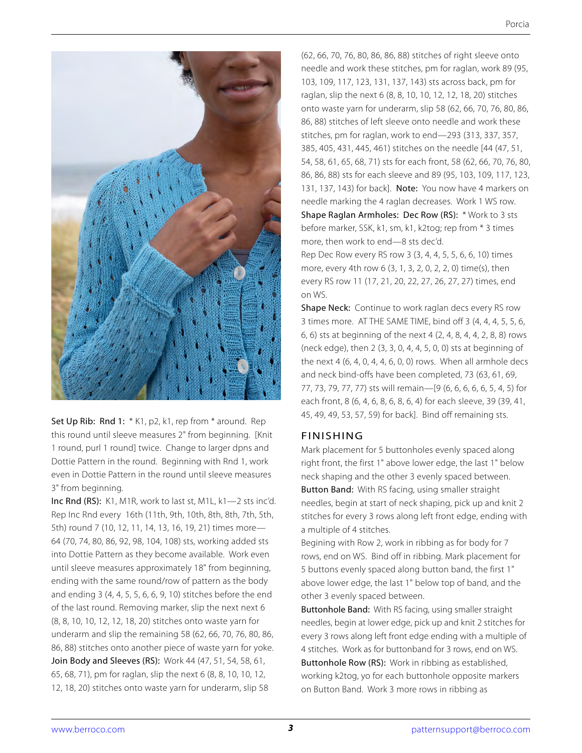**Set Up Rib: Rnd 1:** * K1, p2, k1, rep from * around. Rep this round until sleeve measures 2" from beginning. [Knit 1 round, purl 1 round] twice. Change to larger dpns and Dottie Pattern in the round. Beginning with Rnd 1, work even in Dottie Pattern in the round until sleeve measures 3" from beginning.

**Inc Rnd (RS):** K1, M1R, work to last st, M1L, k1—2 sts inc'd. Rep Inc Rnd every 16th (11th, 9th, 10th, 8th, 8th, 7th, 5th, 5th) round 7 (10, 12, 11, 14, 13, 16, 19, 21) times more—64 (70, 74, 80, 86, 92, 98, 104, 108) sts, working added sts into Dottie Pattern as they become available. Work even until sleeve measures approximately 18" from beginning, ending with the same round/row of pattern as the body and ending 3 (4, 4, 5, 5, 6, 6, 9, 10) stitches before the end of the last round. Removing marker, slip the next next 6 (8, 8, 10, 10, 12, 12, 18, 20) stitches onto waste yarn for underarm and slip the remaining 58 (62, 66, 70, 76, 80, 86, 86, 88) stitches onto another piece of waste yarn for yoke.

**Join Body and Sleeves (RS):** Work 44 (47, 51, 54, 58, 61, 65, 68, 71), pm for raglan, slip the next 6 (8, 8, 10, 10, 12, 12, 18, 20) stitches onto waste yarn for underarm, slip 58 (62, 66, 70, 76, 80, 86, 86, 88) stitches of right sleeve onto needle and work these stitches, pm for raglan, work 89 (95, 103, 109, 117, 123, 131, 137, 143) sts across back, pm for raglan, slip the next 6 (8, 8, 10, 10, 12, 12, 18, 20) stitches onto waste yarn for underarm, slip 58 (62, 66, 70, 76, 80, 86, 86, 88) stitches of left sleeve onto needle and work these stitches, pm for raglan, work to end—293 (313, 337, 357, 385, 405, 431, 445, 461) stitches on the needle [44 (47, 51, 54, 58, 61, 65, 68, 71) sts for each front, 58 (62, 66, 70, 76, 80, 86, 86, 88) sts for each sleeve and 89 (95, 103, 109, 117, 123, 131, 137, 143) for back]. **Note:** You now have 4 markers on needle marking the 4 raglan decreases. Work 1 WS row.

**Shape Raglan Armholes: Dec Row (RS):** * Work to 3 sts before marker, SSK, k1, sm, k1, k2tog; rep from * 3 times more, then work to end—8 sts dec'd.

Rep Dec Row every RS row 3 (3, 4, 4, 5, 5, 6, 6, 10) times more, every 4th row 6 (3, 1, 3, 2, 0, 2, 2, 0) time(s), then every RS row 11 (17, 21, 20, 22, 27, 26, 27, 27) times, end on WS.

**Shape Neck:** Continue to work raglan decs every RS row 3 times more. AT THE SAME TIME, bind off 3 (4, 4, 4, 5, 5, 6, 6, 6) sts at beginning of the next 4 (2, 4, 8, 4, 4, 2, 8, 8) rows (neck edge), then 2 (3, 3, 0, 4, 4, 5, 0, 0) sts at beginning of the next 4 (6, 4, 0, 4, 4, 6, 0, 0) rows. When all armhole decs and neck bind-offs have been completed, 73 (63, 61, 69, 77, 73, 79, 77, 77) sts will remain—[9 (6, 6, 6, 6, 6, 5, 4, 5) for each front, 8 (6, 4, 6, 8, 6, 8, 6, 4) for each sleeve, 39 (39, 41, 45, 49, 49, 53, 57, 59) for back]. Bind off remaining sts.

## FINISHING

Mark placement for 5 buttonholes evenly spaced along right front, the first 1" above lower edge, the last 1" below neck shaping and the other 3 evenly spaced between.

**Button Band:** With RS facing, using smaller straight needles, begin at start of neck shaping, pick up and knit 2 stitches for every 3 rows along left front edge, ending with a multiple of 4 stitches.

Begining with Row 2, work in ribbing as for body for 7 rows, end on WS. Bind off in ribbing. Mark placement for 5 buttons evenly spaced along button band, the first 1" above lower edge, the last 1" below top of band, and the other 3 evenly spaced between.

**Buttonhole Band:** With RS facing, using smaller straight needles, begin at lower edge, pick up and knit 2 stitches for every 3 rows along left front edge ending with a multiple of 4 stitches. Work as for buttonband for 3 rows, end on WS.

**Buttonhole Row (RS):** Work in ribbing as established, working k2tog, yo for each buttonhole opposite markers on Button Band. Work 3 more rows in ribbing as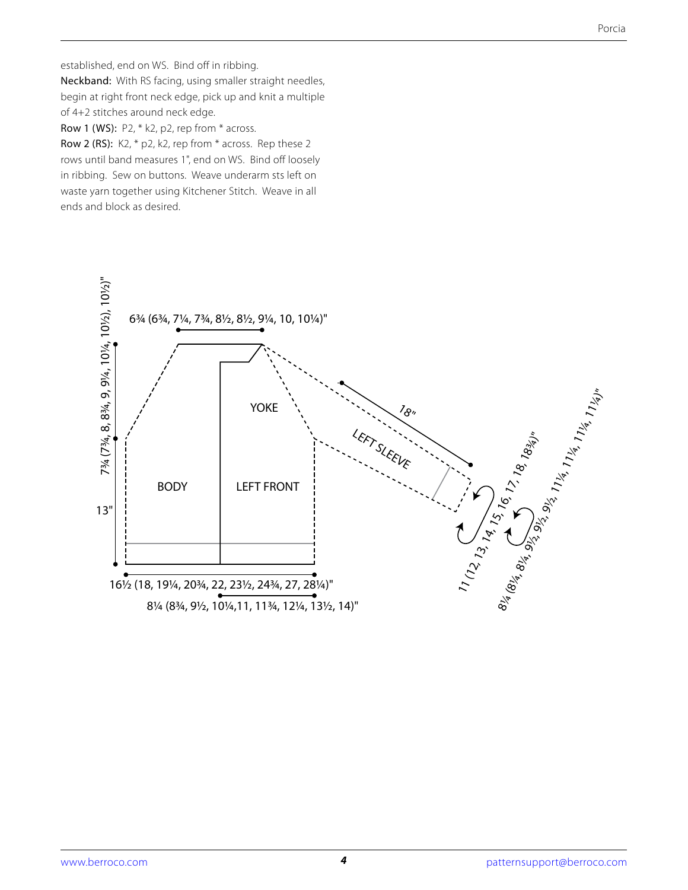established, end on WS. Bind off in ribbing.

**Neckband:** With RS facing, using smaller straight needles, begin at right front neck edge, pick up and knit a multiple of 4+2 stitches around neck edge.

**Row 1 (WS):** P2, * k2, p2, rep from * across.

**Row 2 (RS):** K2, * p2, k2, rep from * across. Rep these 2 rows until band measures 1", end on WS. Bind off loosely in ribbing. Sew on buttons. Weave underarm sts left on waste yarn together using Kitchener Stitch. Weave in all ends and block as desired.

6¾ (6¾, 7¼, 7¾, 8½, 8½, 9¼, 10, 10¼)"

7¾ (7¾, 8, 8¾, 9, 9¼, 10¼, 10½, 10½)"

YOKE

18"

LEFT SLEEVE

BODY

LEFT FRONT

13"

11 (12, 13, 14, 15, 16, 17, 18, 18¾)"

8¼ (8¼, 8¼, 9½, 9½, 9½, 11¼, 11¼, 11¼)"

16½ (18, 19¼, 20¾, 22, 23½, 24¾, 27, 28¼)"

8¼ (8¾, 9½, 10¼, 11, 11¾, 12¼, 13½, 14)"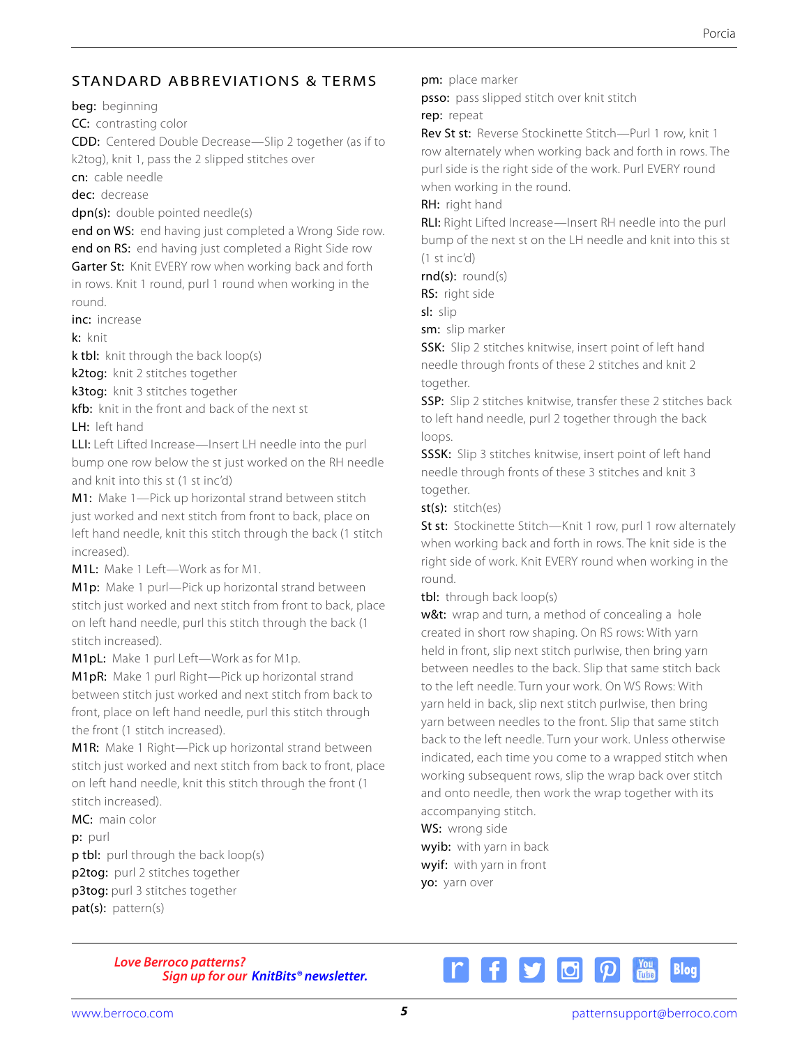## STANDARD ABBREVIATIONS & TERMS

**beg:** beginning
**CC:** contrasting color
**CDD:** Centered Double Decrease—Slip 2 together (as if to k2tog), knit 1, pass the 2 slipped stitches over
**cn:** cable needle
**dec:** decrease
**dpn(s):** double pointed needle(s)
**end on WS:** end having just completed a Wrong Side row.
**end on RS:** end having just completed a Right Side row
**Garter St:** Knit EVERY row when working back and forth in rows. Knit 1 round, purl 1 round when working in the round.
**inc:** increase
**k:** knit
**k tbl:** knit through the back loop(s)
**k2tog:** knit 2 stitches together
**k3tog:** knit 3 stitches together
**kfb:** knit in the front and back of the next st
**LH:** left hand
**LLI:** Left Lifted Increase—Insert LH needle into the purl bump one row below the st just worked on the RH needle and knit into this st (1 st inc'd)
**M1:** Make 1—Pick up horizontal strand between stitch just worked and next stitch from front to back, place on left hand needle, knit this stitch through the back (1 stitch increased).
**M1L:** Make 1 Left—Work as for M1.
**M1p:** Make 1 purl—Pick up horizontal strand between stitch just worked and next stitch from front to back, place on left hand needle, purl this stitch through the back (1 stitch increased).
**M1pL:** Make 1 purl Left—Work as for M1p.
**M1pR:** Make 1 purl Right—Pick up horizontal strand between stitch just worked and next stitch from back to front, place on left hand needle, purl this stitch through the front (1 stitch increased).
**M1R:** Make 1 Right—Pick up horizontal strand between stitch just worked and next stitch from back to front, place on left hand needle, knit this stitch through the front (1 stitch increased).
**MC:** main color
**p:** purl
**p tbl:** purl through the back loop(s)
**p2tog:** purl 2 stitches together
**p3tog:** purl 3 stitches together
**pat(s):** pattern(s)
**pm:** place marker
**psso:** pass slipped stitch over knit stitch
**rep:** repeat
**Rev St st:** Reverse Stockinette Stitch—Purl 1 row, knit 1 row alternately when working back and forth in rows. The purl side is the right side of the work. Purl EVERY round when working in the round.
**RH:** right hand
**RLI:** Right Lifted Increase—Insert RH needle into the purl bump of the next st on the LH needle and knit into this st (1 st inc'd)
**rnd(s):** round(s)
**RS:** right side
**sl:** slip
**sm:** slip marker
**SSK:** Slip 2 stitches knitwise, insert point of left hand needle through fronts of these 2 stitches and knit 2 together.
**SSP:** Slip 2 stitches knitwise, transfer these 2 stitches back to left hand needle, purl 2 together through the back loops.
**SSSK:** Slip 3 stitches knitwise, insert point of left hand needle through fronts of these 3 stitches and knit 3 together.
**st(s):** stitch(es)
**St st:** Stockinette Stitch—Knit 1 row, purl 1 row alternately when working back and forth in rows. The knit side is the right side of work. Knit EVERY round when working in the round.
**tbl:** through back loop(s)
**w&t:** wrap and turn, a method of concealing a hole created in short row shaping. On RS rows: With yarn held in front, slip next stitch purlwise, then bring yarn between needles to the back. Slip that same stitch back to the left needle. Turn your work. On WS Rows: With yarn held in back, slip next stitch purlwise, then bring yarn between needles to the front. Slip that same stitch back to the left needle. Turn your work. Unless otherwise indicated, each time you come to a wrapped stitch when working subsequent rows, slip the wrap back over stitch and onto needle, then work the wrap together with its accompanying stitch.
**WS:** wrong side
**wyib:** with yarn in back
**wyif:** with yarn in front
**yo:** yarn over

*Love Berroco patterns?*
*Sign up for our **KnitBits® newsletter.***

www.berroco.com
patternsupport@berroco.com